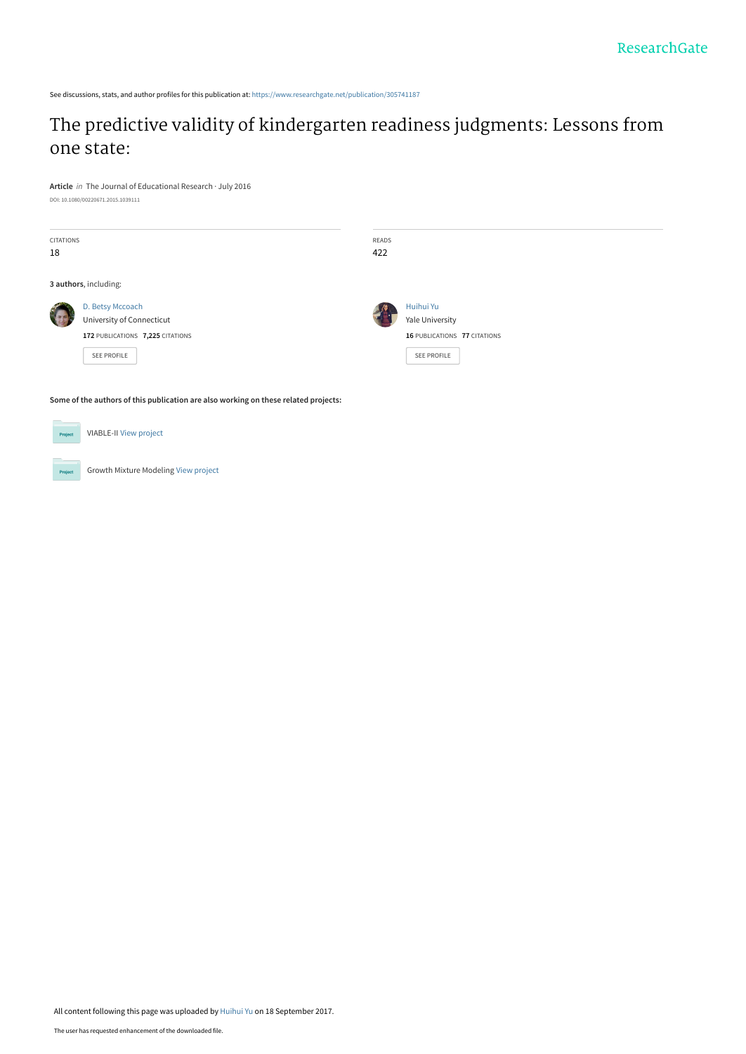ResearchGate

See discussions, stats, and author profiles for this publication at: https://www.researchgate.net/publication/305741187

# The predictive validity of kindergarten readiness judgments: Lessons from one state:

**Article** *in* The Journal of Educational Research · July 2016

DOI: 10.1080/00220671.2015.1039111

| CITATIONS | READS |
| --- | --- |
| 18 | 422 |

**3 authors**, including:

D. Betsy Mccoach
University of Connecticut
**172** PUBLICATIONS **7,225** CITATIONS
SEE PROFILE

Huihui Yu
Yale University
**16** PUBLICATIONS **77** CITATIONS
SEE PROFILE

**Some of the authors of this publication are also working on these related projects:**

Project: VIABLE-II View project

Project: Growth Mixture Modeling View project

All content following this page was uploaded by Huihui Yu on 18 September 2017.

The user has requested enhancement of the downloaded file.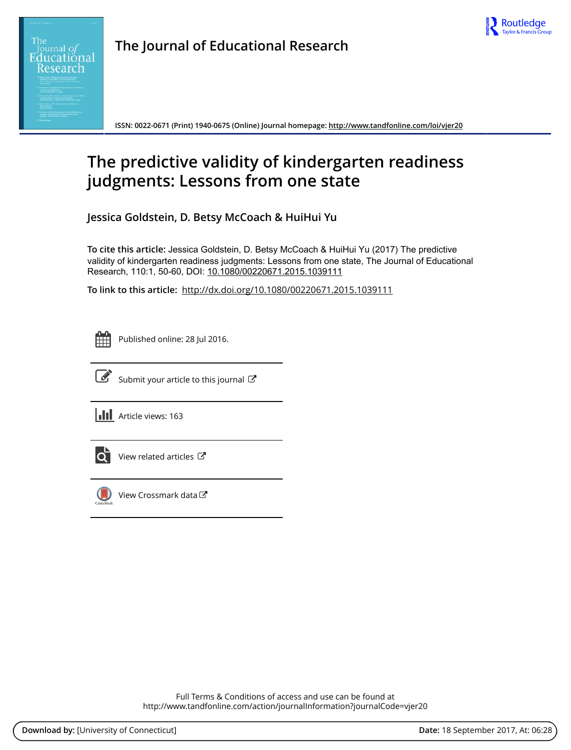# The Journal of Educational Research

ISSN: 0022-0671 (Print) 1940-0675 (Online) Journal homepage: http://www.tandfonline.com/loi/vjer20

# The predictive validity of kindergarten readiness judgments: Lessons from one state

## Jessica Goldstein, D. Betsy McCoach & HuiHui Yu

**To cite this article:** Jessica Goldstein, D. Betsy McCoach & HuiHui Yu (2017) The predictive validity of kindergarten readiness judgments: Lessons from one state, The Journal of Educational Research, 110:1, 50-60, DOI: 10.1080/00220671.2015.1039111

**To link to this article:** http://dx.doi.org/10.1080/00220671.2015.1039111

Published online: 28 Jul 2016.

Submit your article to this journal

Article views: 163

View related articles

View Crossmark data

Full Terms & Conditions of access and use can be found at
http://www.tandfonline.com/action/journalInformation?journalCode=vjer20

**Download by:** [University of Connecticut] **Date:** 18 September 2017, At: 06:28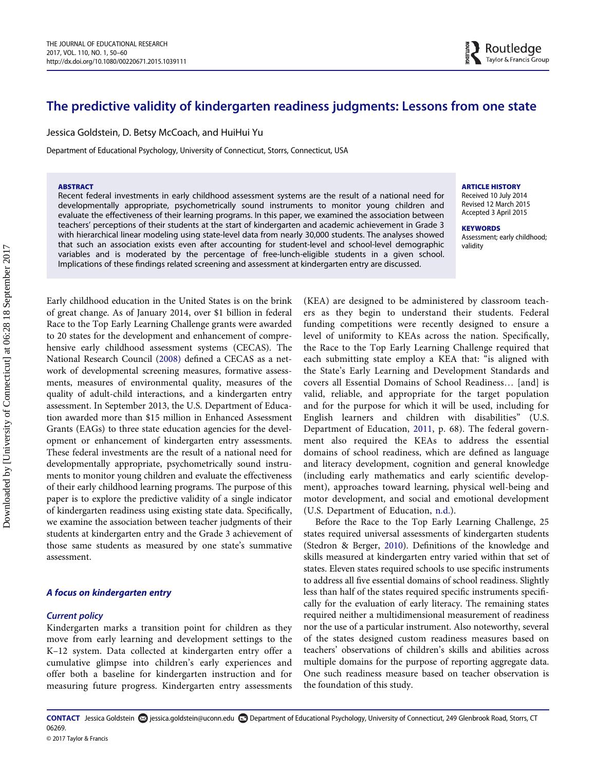# The predictive validity of kindergarten readiness judgments: Lessons from one state

Jessica Goldstein, D. Betsy McCoach, and HuiHui Yu

Department of Educational Psychology, University of Connecticut, Storrs, Connecticut, USA

**ABSTRACT**

Recent federal investments in early childhood assessment systems are the result of a national need for developmentally appropriate, psychometrically sound instruments to monitor young children and evaluate the effectiveness of their learning programs. In this paper, we examined the association between teachers' perceptions of their students at the start of kindergarten and academic achievement in Grade 3 with hierarchical linear modeling using state-level data from nearly 30,000 students. The analyses showed that such an association exists even after accounting for student-level and school-level demographic variables and is moderated by the percentage of free-lunch-eligible students in a given school. Implications of these findings related screening and assessment at kindergarten entry are discussed.

**ARTICLE HISTORY**

Received 10 July 2014
Revised 12 March 2015
Accepted 3 April 2015

**KEYWORDS**

Assessment; early childhood; validity

Early childhood education in the United States is on the brink of great change. As of January 2014, over $1 billion in federal Race to the Top Early Learning Challenge grants were awarded to 20 states for the development and enhancement of comprehensive early childhood assessment systems (CECAS). The National Research Council (2008) defined a CECAS as a network of developmental screening measures, formative assessments, measures of environmental quality, measures of the quality of adult-child interactions, and a kindergarten entry assessment. In September 2013, the U.S. Department of Education awarded more than $15 million in Enhanced Assessment Grants (EAGs) to three state education agencies for the development or enhancement of kindergarten entry assessments. These federal investments are the result of a national need for developmentally appropriate, psychometrically sound instruments to monitor young children and evaluate the effectiveness of their early childhood learning programs. The purpose of this paper is to explore the predictive validity of a single indicator of kindergarten readiness using existing state data. Specifically, we examine the association between teacher judgments of their students at kindergarten entry and the Grade 3 achievement of those same students as measured by one state's summative assessment.

### *A focus on kindergarten entry*

#### *Current policy*

Kindergarten marks a transition point for children as they move from early learning and development settings to the K–12 system. Data collected at kindergarten entry offer a cumulative glimpse into children's early experiences and offer both a baseline for kindergarten instruction and for measuring future progress. Kindergarten entry assessments (KEA) are designed to be administered by classroom teachers as they begin to understand their students. Federal funding competitions were recently designed to ensure a level of uniformity to KEAs across the nation. Specifically, the Race to the Top Early Learning Challenge required that each submitting state employ a KEA that: "is aligned with the State's Early Learning and Development Standards and covers all Essential Domains of School Readiness… [and] is valid, reliable, and appropriate for the target population and for the purpose for which it will be used, including for English learners and children with disabilities" (U.S. Department of Education, 2011, p. 68). The federal government also required the KEAs to address the essential domains of school readiness, which are defined as language and literacy development, cognition and general knowledge (including early mathematics and early scientific development), approaches toward learning, physical well-being and motor development, and social and emotional development (U.S. Department of Education, n.d.).

Before the Race to the Top Early Learning Challenge, 25 states required universal assessments of kindergarten students (Stedron & Berger, 2010). Definitions of the knowledge and skills measured at kindergarten entry varied within that set of states. Eleven states required schools to use specific instruments to address all five essential domains of school readiness. Slightly less than half of the states required specific instruments specifically for the evaluation of early literacy. The remaining states required neither a multidimensional measurement of readiness nor the use of a particular instrument. Also noteworthy, several of the states designed custom readiness measures based on teachers' observations of children's skills and abilities across multiple domains for the purpose of reporting aggregate data. One such readiness measure based on teacher observation is the foundation of this study.

**CONTACT** Jessica Goldstein jessica.goldstein@uconn.edu Department of Educational Psychology, University of Connecticut, 249 Glenbrook Road, Storrs, CT 06269.

© 2017 Taylor & Francis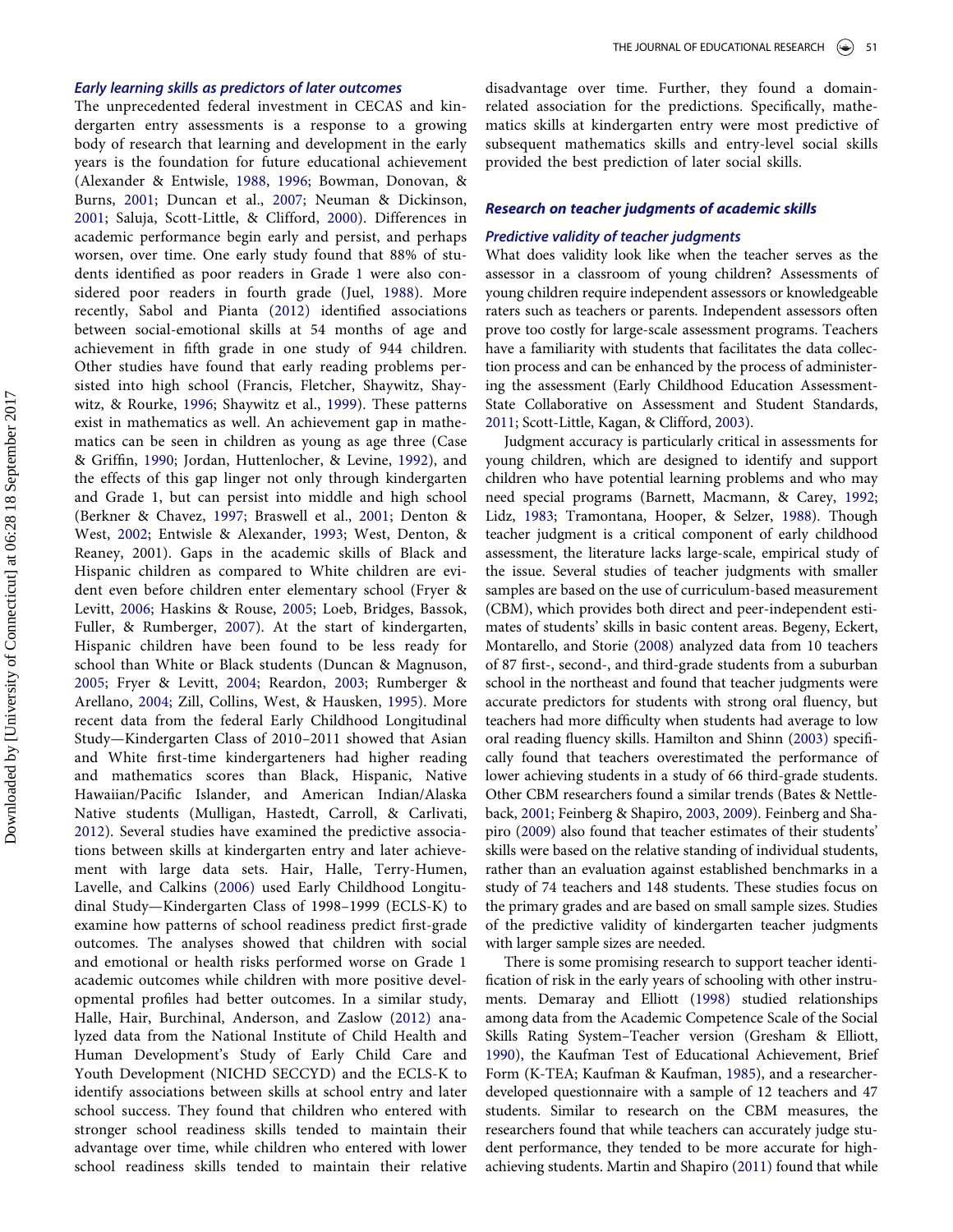### Early learning skills as predictors of later outcomes

The unprecedented federal investment in CECAS and kindergarten entry assessments is a response to a growing body of research that learning and development in the early years is the foundation for future educational achievement (Alexander & Entwisle, 1988, 1996; Bowman, Donovan, & Burns, 2001; Duncan et al., 2007; Neuman & Dickinson, 2001; Saluja, Scott-Little, & Clifford, 2000). Differences in academic performance begin early and persist, and perhaps worsen, over time. One early study found that 88% of students identified as poor readers in Grade 1 were also considered poor readers in fourth grade (Juel, 1988). More recently, Sabol and Pianta (2012) identified associations between social-emotional skills at 54 months of age and achievement in fifth grade in one study of 944 children. Other studies have found that early reading problems persisted into high school (Francis, Fletcher, Shaywitz, Shaywitz, & Rourke, 1996; Shaywitz et al., 1999). These patterns exist in mathematics as well. An achievement gap in mathematics can be seen in children as young as age three (Case & Griffin, 1990; Jordan, Huttenlocher, & Levine, 1992), and the effects of this gap linger not only through kindergarten and Grade 1, but can persist into middle and high school (Berkner & Chavez, 1997; Braswell et al., 2001; Denton & West, 2002; Entwisle & Alexander, 1993; West, Denton, & Reaney, 2001). Gaps in the academic skills of Black and Hispanic children as compared to White children are evident even before children enter elementary school (Fryer & Levitt, 2006; Haskins & Rouse, 2005; Loeb, Bridges, Bassok, Fuller, & Rumberger, 2007). At the start of kindergarten, Hispanic children have been found to be less ready for school than White or Black students (Duncan & Magnuson, 2005; Fryer & Levitt, 2004; Reardon, 2003; Rumberger & Arellano, 2004; Zill, Collins, West, & Hausken, 1995). More recent data from the federal Early Childhood Longitudinal Study—Kindergarten Class of 2010–2011 showed that Asian and White first-time kindergarteners had higher reading and mathematics scores than Black, Hispanic, Native Hawaiian/Pacific Islander, and American Indian/Alaska Native students (Mulligan, Hastedt, Carroll, & Carlivati, 2012). Several studies have examined the predictive associations between skills at kindergarten entry and later achievement with large data sets. Hair, Halle, Terry-Humen, Lavelle, and Calkins (2006) used Early Childhood Longitudinal Study—Kindergarten Class of 1998–1999 (ECLS-K) to examine how patterns of school readiness predict first-grade outcomes. The analyses showed that children with social and emotional or health risks performed worse on Grade 1 academic outcomes while children with more positive developmental profiles had better outcomes. In a similar study, Halle, Hair, Burchinal, Anderson, and Zaslow (2012) analyzed data from the National Institute of Child Health and Human Development's Study of Early Child Care and Youth Development (NICHD SECCYD) and the ECLS-K to identify associations between skills at school entry and later school success. They found that children who entered with stronger school readiness skills tended to maintain their advantage over time, while children who entered with lower school readiness skills tended to maintain their relative disadvantage over time. Further, they found a domain-related association for the predictions. Specifically, mathematics skills at kindergarten entry were most predictive of subsequent mathematics skills and entry-level social skills provided the best prediction of later social skills.

## Research on teacher judgments of academic skills

### Predictive validity of teacher judgments

What does validity look like when the teacher serves as the assessor in a classroom of young children? Assessments of young children require independent assessors or knowledgeable raters such as teachers or parents. Independent assessors often prove too costly for large-scale assessment programs. Teachers have a familiarity with students that facilitates the data collection process and can be enhanced by the process of administering the assessment (Early Childhood Education Assessment-State Collaborative on Assessment and Student Standards, 2011; Scott-Little, Kagan, & Clifford, 2003).

Judgment accuracy is particularly critical in assessments for young children, which are designed to identify and support children who have potential learning problems and who may need special programs (Barnett, Macmann, & Carey, 1992; Lidz, 1983; Tramontana, Hooper, & Selzer, 1988). Though teacher judgment is a critical component of early childhood assessment, the literature lacks large-scale, empirical study of the issue. Several studies of teacher judgments with smaller samples are based on the use of curriculum-based measurement (CBM), which provides both direct and peer-independent estimates of students' skills in basic content areas. Begeny, Eckert, Montarello, and Storie (2008) analyzed data from 10 teachers of 87 first-, second-, and third-grade students from a suburban school in the northeast and found that teacher judgments were accurate predictors for students with strong oral fluency, but teachers had more difficulty when students had average to low oral reading fluency skills. Hamilton and Shinn (2003) specifically found that teachers overestimated the performance of lower achieving students in a study of 66 third-grade students. Other CBM researchers found a similar trends (Bates & Nettleback, 2001; Feinberg & Shapiro, 2003, 2009). Feinberg and Shapiro (2009) also found that teacher estimates of their students' skills were based on the relative standing of individual students, rather than an evaluation against established benchmarks in a study of 74 teachers and 148 students. These studies focus on the primary grades and are based on small sample sizes. Studies of the predictive validity of kindergarten teacher judgments with larger sample sizes are needed.

There is some promising research to support teacher identification of risk in the early years of schooling with other instruments. Demaray and Elliott (1998) studied relationships among data from the Academic Competence Scale of the Social Skills Rating System–Teacher version (Gresham & Elliott, 1990), the Kaufman Test of Educational Achievement, Brief Form (K-TEA; Kaufman & Kaufman, 1985), and a researcher-developed questionnaire with a sample of 12 teachers and 47 students. Similar to research on the CBM measures, the researchers found that while teachers can accurately judge student performance, they tended to be more accurate for high-achieving students. Martin and Shapiro (2011) found that while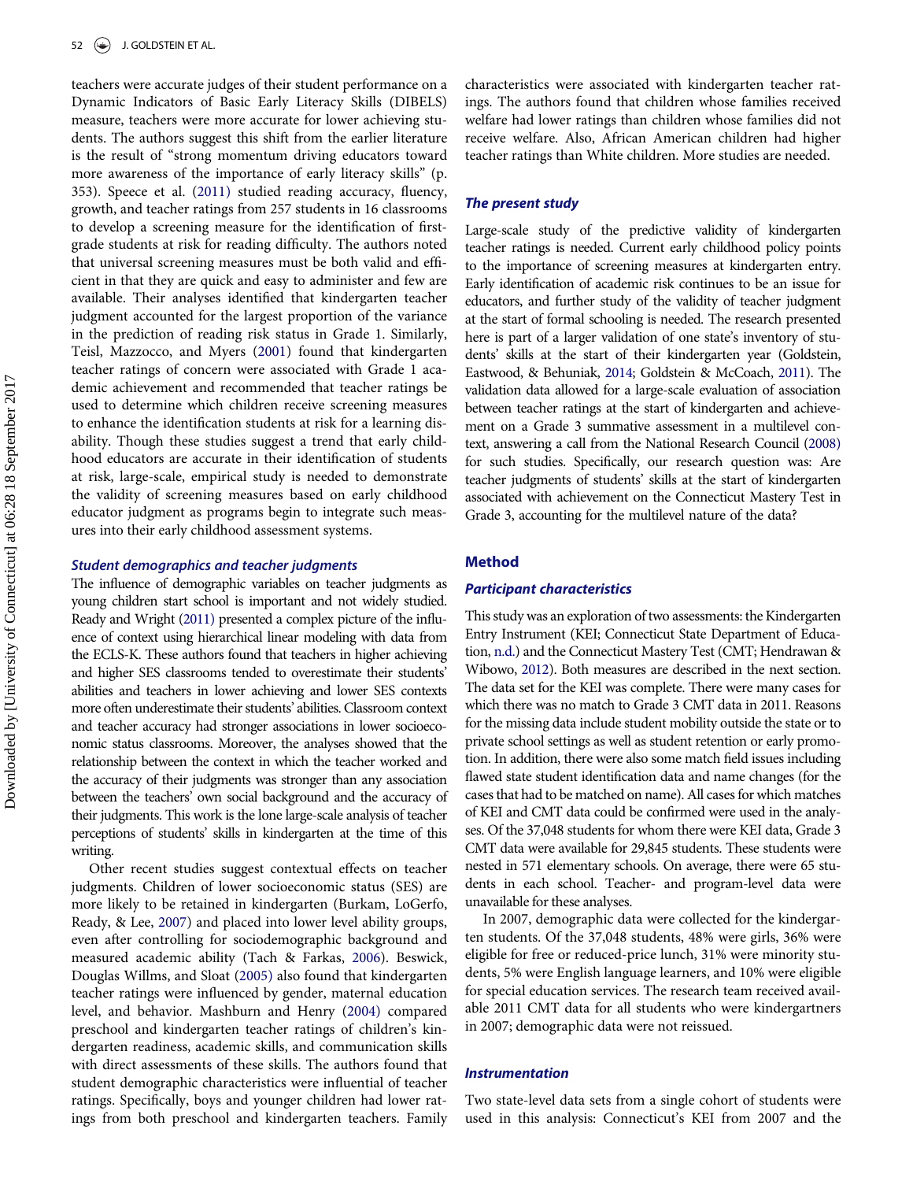teachers were accurate judges of their student performance on a Dynamic Indicators of Basic Early Literacy Skills (DIBELS) measure, teachers were more accurate for lower achieving students. The authors suggest this shift from the earlier literature is the result of "strong momentum driving educators toward more awareness of the importance of early literacy skills" (p. 353). Speece et al. (2011) studied reading accuracy, fluency, growth, and teacher ratings from 257 students in 16 classrooms to develop a screening measure for the identification of first-grade students at risk for reading difficulty. The authors noted that universal screening measures must be both valid and efficient in that they are quick and easy to administer and few are available. Their analyses identified that kindergarten teacher judgment accounted for the largest proportion of the variance in the prediction of reading risk status in Grade 1. Similarly, Teisl, Mazzocco, and Myers (2001) found that kindergarten teacher ratings of concern were associated with Grade 1 academic achievement and recommended that teacher ratings be used to determine which children receive screening measures to enhance the identification students at risk for a learning disability. Though these studies suggest a trend that early childhood educators are accurate in their identification of students at risk, large-scale, empirical study is needed to demonstrate the validity of screening measures based on early childhood educator judgment as programs begin to integrate such measures into their early childhood assessment systems.

### Student demographics and teacher judgments

The influence of demographic variables on teacher judgments as young children start school is important and not widely studied. Ready and Wright (2011) presented a complex picture of the influence of context using hierarchical linear modeling with data from the ECLS-K. These authors found that teachers in higher achieving and higher SES classrooms tended to overestimate their students' abilities and teachers in lower achieving and lower SES contexts more often underestimate their students' abilities. Classroom context and teacher accuracy had stronger associations in lower socioeconomic status classrooms. Moreover, the analyses showed that the relationship between the context in which the teacher worked and the accuracy of their judgments was stronger than any association between the teachers' own social background and the accuracy of their judgments. This work is the lone large-scale analysis of teacher perceptions of students' skills in kindergarten at the time of this writing.

Other recent studies suggest contextual effects on teacher judgments. Children of lower socioeconomic status (SES) are more likely to be retained in kindergarten (Burkam, LoGerfo, Ready, & Lee, 2007) and placed into lower level ability groups, even after controlling for sociodemographic background and measured academic ability (Tach & Farkas, 2006). Beswick, Douglas Willms, and Sloat (2005) also found that kindergarten teacher ratings were influenced by gender, maternal education level, and behavior. Mashburn and Henry (2004) compared preschool and kindergarten teacher ratings of children's kindergarten readiness, academic skills, and communication skills with direct assessments of these skills. The authors found that student demographic characteristics were influential of teacher ratings. Specifically, boys and younger children had lower ratings from both preschool and kindergarten teachers. Family characteristics were associated with kindergarten teacher ratings. The authors found that children whose families received welfare had lower ratings than children whose families did not receive welfare. Also, African American children had higher teacher ratings than White children. More studies are needed.

### The present study

Large-scale study of the predictive validity of kindergarten teacher ratings is needed. Current early childhood policy points to the importance of screening measures at kindergarten entry. Early identification of academic risk continues to be an issue for educators, and further study of the validity of teacher judgment at the start of formal schooling is needed. The research presented here is part of a larger validation of one state's inventory of students' skills at the start of their kindergarten year (Goldstein, Eastwood, & Behuniak, 2014; Goldstein & McCoach, 2011). The validation data allowed for a large-scale evaluation of association between teacher ratings at the start of kindergarten and achievement on a Grade 3 summative assessment in a multilevel context, answering a call from the National Research Council (2008) for such studies. Specifically, our research question was: Are teacher judgments of students' skills at the start of kindergarten associated with achievement on the Connecticut Mastery Test in Grade 3, accounting for the multilevel nature of the data?

## Method

### Participant characteristics

This study was an exploration of two assessments: the Kindergarten Entry Instrument (KEI; Connecticut State Department of Education, n.d.) and the Connecticut Mastery Test (CMT; Hendrawan & Wibowo, 2012). Both measures are described in the next section. The data set for the KEI was complete. There were many cases for which there was no match to Grade 3 CMT data in 2011. Reasons for the missing data include student mobility outside the state or to private school settings as well as student retention or early promotion. In addition, there were also some match field issues including flawed state student identification data and name changes (for the cases that had to be matched on name). All cases for which matches of KEI and CMT data could be confirmed were used in the analyses. Of the 37,048 students for whom there were KEI data, Grade 3 CMT data were available for 29,845 students. These students were nested in 571 elementary schools. On average, there were 65 students in each school. Teacher- and program-level data were unavailable for these analyses.

In 2007, demographic data were collected for the kindergarten students. Of the 37,048 students, 48% were girls, 36% were eligible for free or reduced-price lunch, 31% were minority students, 5% were English language learners, and 10% were eligible for special education services. The research team received available 2011 CMT data for all students who were kindergartners in 2007; demographic data were not reissued.

### Instrumentation

Two state-level data sets from a single cohort of students were used in this analysis: Connecticut's KEI from 2007 and the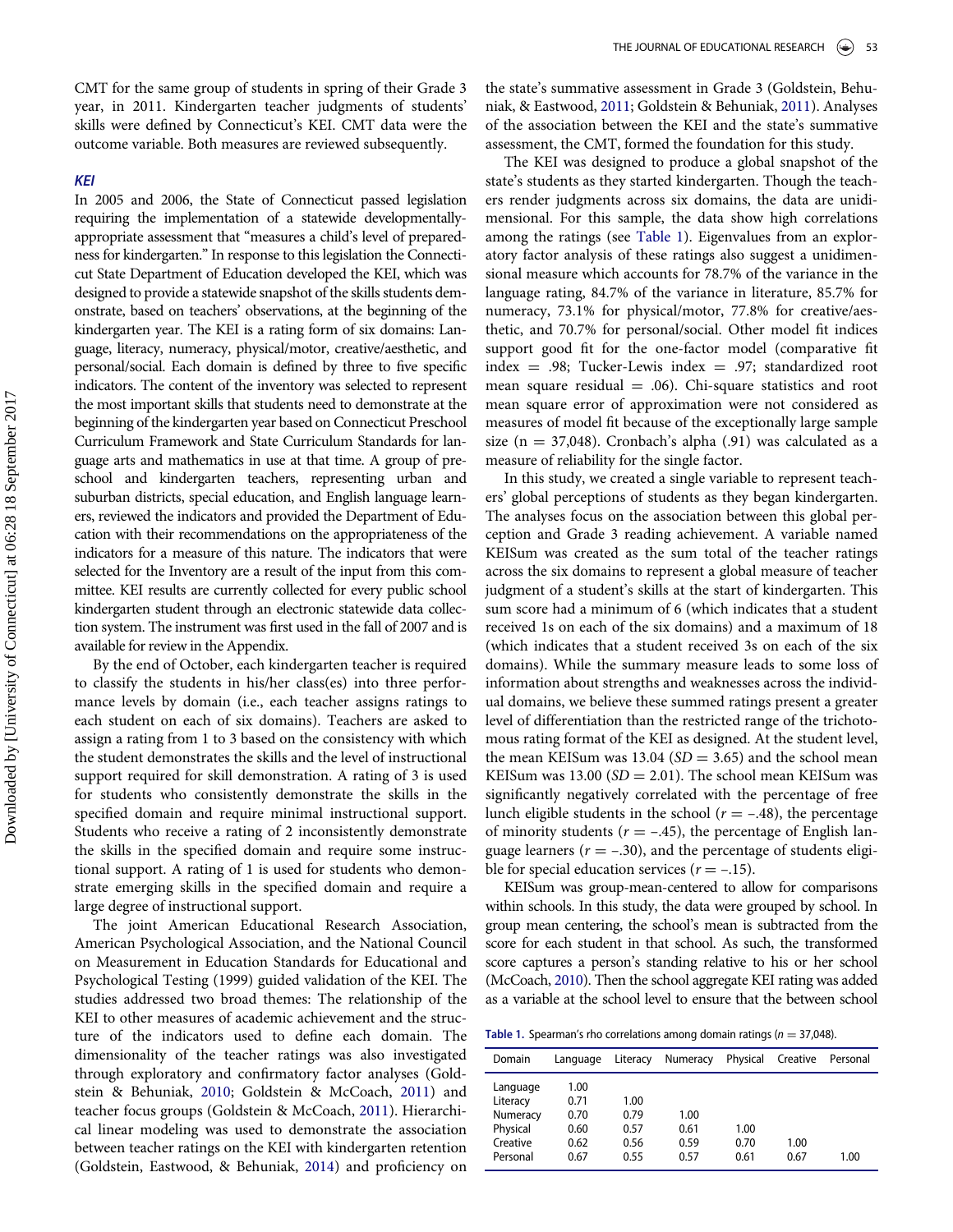CMT for the same group of students in spring of their Grade 3 year, in 2011. Kindergarten teacher judgments of students' skills were defined by Connecticut's KEI. CMT data were the outcome variable. Both measures are reviewed subsequently.

### KEI

In 2005 and 2006, the State of Connecticut passed legislation requiring the implementation of a statewide developmentally-appropriate assessment that "measures a child's level of preparedness for kindergarten." In response to this legislation the Connecticut State Department of Education developed the KEI, which was designed to provide a statewide snapshot of the skills students demonstrate, based on teachers' observations, at the beginning of the kindergarten year. The KEI is a rating form of six domains: Language, literacy, numeracy, physical/motor, creative/aesthetic, and personal/social. Each domain is defined by three to five specific indicators. The content of the inventory was selected to represent the most important skills that students need to demonstrate at the beginning of the kindergarten year based on Connecticut Preschool Curriculum Framework and State Curriculum Standards for language arts and mathematics in use at that time. A group of preschool and kindergarten teachers, representing urban and suburban districts, special education, and English language learners, reviewed the indicators and provided the Department of Education with their recommendations on the appropriateness of the indicators for a measure of this nature. The indicators that were selected for the Inventory are a result of the input from this committee. KEI results are currently collected for every public school kindergarten student through an electronic statewide data collection system. The instrument was first used in the fall of 2007 and is available for review in the Appendix.

By the end of October, each kindergarten teacher is required to classify the students in his/her class(es) into three performance levels by domain (i.e., each teacher assigns ratings to each student on each of six domains). Teachers are asked to assign a rating from 1 to 3 based on the consistency with which the student demonstrates the skills and the level of instructional support required for skill demonstration. A rating of 3 is used for students who consistently demonstrate the skills in the specified domain and require minimal instructional support. Students who receive a rating of 2 inconsistently demonstrate the skills in the specified domain and require some instructional support. A rating of 1 is used for students who demonstrate emerging skills in the specified domain and require a large degree of instructional support.

The joint American Educational Research Association, American Psychological Association, and the National Council on Measurement in Education Standards for Educational and Psychological Testing (1999) guided validation of the KEI. The studies addressed two broad themes: The relationship of the KEI to other measures of academic achievement and the structure of the indicators used to define each domain. The dimensionality of the teacher ratings was also investigated through exploratory and confirmatory factor analyses (Goldstein & Behuniak, 2010; Goldstein & McCoach, 2011) and teacher focus groups (Goldstein & McCoach, 2011). Hierarchical linear modeling was used to demonstrate the association between teacher ratings on the KEI with kindergarten retention (Goldstein, Eastwood, & Behuniak, 2014) and proficiency on the state's summative assessment in Grade 3 (Goldstein, Behuniak, & Eastwood, 2011; Goldstein & Behuniak, 2011). Analyses of the association between the KEI and the state's summative assessment, the CMT, formed the foundation for this study.

The KEI was designed to produce a global snapshot of the state's students as they started kindergarten. Though the teachers render judgments across six domains, the data are unidimensional. For this sample, the data show high correlations among the ratings (see Table 1). Eigenvalues from an exploratory factor analysis of these ratings also suggest a unidimensional measure which accounts for 78.7% of the variance in the language rating, 84.7% of the variance in literature, 85.7% for numeracy, 73.1% for physical/motor, 77.8% for creative/aesthetic, and 70.7% for personal/social. Other model fit indices support good fit for the one-factor model (comparative fit index = .98; Tucker-Lewis index = .97; standardized root mean square residual = .06). Chi-square statistics and root mean square error of approximation were not considered as measures of model fit because of the exceptionally large sample size (n = 37,048). Cronbach's alpha (.91) was calculated as a measure of reliability for the single factor.

In this study, we created a single variable to represent teachers' global perceptions of students as they began kindergarten. The analyses focus on the association between this global perception and Grade 3 reading achievement. A variable named KEISum was created as the sum total of the teacher ratings across the six domains to represent a global measure of teacher judgment of a student's skills at the start of kindergarten. This sum score had a minimum of 6 (which indicates that a student received 1s on each of the six domains) and a maximum of 18 (which indicates that a student received 3s on each of the six domains). While the summary measure leads to some loss of information about strengths and weaknesses across the individual domains, we believe these summed ratings present a greater level of differentiation than the restricted range of the trichotomous rating format of the KEI as designed. At the student level, the mean KEISum was 13.04 (*SD* = 3.65) and the school mean KEISum was 13.00 (*SD* = 2.01). The school mean KEISum was significantly negatively correlated with the percentage of free lunch eligible students in the school ($r = -.48$), the percentage of minority students ($r = -.45$), the percentage of English language learners ($r = -.30$), and the percentage of students eligible for special education services ($r = -.15$).

KEISum was group-mean-centered to allow for comparisons within schools. In this study, the data were grouped by school. In group mean centering, the school's mean is subtracted from the score for each student in that school. As such, the transformed score captures a person's standing relative to his or her school (McCoach, 2010). Then the school aggregate KEI rating was added as a variable at the school level to ensure that the between school

**Table 1.** Spearman's rho correlations among domain ratings (*n* = 37,048).

| Domain | Language | Literacy | Numeracy | Physical | Creative | Personal |
|---|---|---|---|---|---|---|
| Language | 1.00 | | | | | |
| Literacy | 0.71 | 1.00 | | | | |
| Numeracy | 0.70 | 0.79 | 1.00 | | | |
| Physical | 0.60 | 0.57 | 0.61 | 1.00 | | |
| Creative | 0.62 | 0.56 | 0.59 | 0.70 | 1.00 | |
| Personal | 0.67 | 0.55 | 0.57 | 0.61 | 0.67 | 1.00 |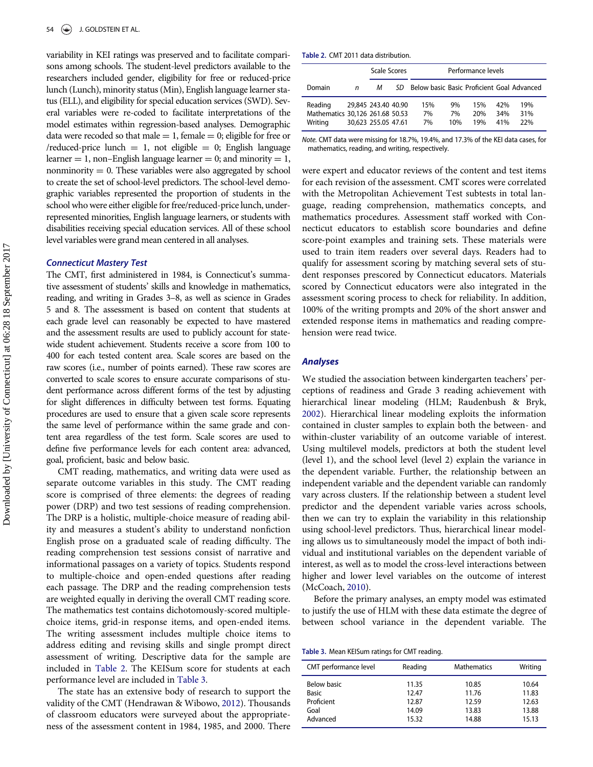variability in KEI ratings was preserved and to facilitate comparisons among schools. The student-level predictors available to the researchers included gender, eligibility for free or reduced-price lunch (Lunch), minority status (Min), English language learner status (ELL), and eligibility for special education services (SWD). Several variables were re-coded to facilitate interpretations of the model estimates within regression-based analyses. Demographic data were recoded so that male = 1, female = 0; eligible for free or /reduced-price lunch = 1, not eligible = 0; English language learner = 1, non–English language learner = 0; and minority = 1, nonminority = 0. These variables were also aggregated by school to create the set of school-level predictors. The school-level demographic variables represented the proportion of students in the school who were either eligible for free/reduced-price lunch, underrepresented minorities, English language learners, or students with disabilities receiving special education services. All of these school level variables were grand mean centered in all analyses.

### *Connecticut Mastery Test*

The CMT, first administered in 1984, is Connecticut's summative assessment of students' skills and knowledge in mathematics, reading, and writing in Grades 3–8, as well as science in Grades 5 and 8. The assessment is based on content that students at each grade level can reasonably be expected to have mastered and the assessment results are used to publicly account for statewide student achievement. Students receive a score from 100 to 400 for each tested content area. Scale scores are based on the raw scores (i.e., number of points earned). These raw scores are converted to scale scores to ensure accurate comparisons of student performance across different forms of the test by adjusting for slight differences in difficulty between test forms. Equating procedures are used to ensure that a given scale score represents the same level of performance within the same grade and content area regardless of the test form. Scale scores are used to define five performance levels for each content area: advanced, goal, proficient, basic and below basic.

CMT reading, mathematics, and writing data were used as separate outcome variables in this study. The CMT reading score is comprised of three elements: the degrees of reading power (DRP) and two test sessions of reading comprehension. The DRP is a holistic, multiple-choice measure of reading ability and measures a student's ability to understand nonfiction English prose on a graduated scale of reading difficulty. The reading comprehension test sessions consist of narrative and informational passages on a variety of topics. Students respond to multiple-choice and open-ended questions after reading each passage. The DRP and the reading comprehension tests are weighted equally in deriving the overall CMT reading score. The mathematics test contains dichotomously-scored multiple-choice items, grid-in response items, and open-ended items. The writing assessment includes multiple choice items to address editing and revising skills and single prompt direct assessment of writing. Descriptive data for the sample are included in Table 2. The KEISum score for students at each performance level are included in Table 3.

The state has an extensive body of research to support the validity of the CMT (Hendrawan & Wibowo, 2012). Thousands of classroom educators were surveyed about the appropriateness of the assessment content in 1984, 1985, and 2000. There were expert and educator reviews of the content and test items for each revision of the assessment. CMT scores were correlated with the Metropolitan Achievement Test subtests in total language, reading comprehension, mathematics concepts, and mathematics procedures. Assessment staff worked with Connecticut educators to establish score boundaries and define score-point examples and training sets. These materials were used to train item readers over several days. Readers had to qualify for assessment scoring by matching several sets of student responses prescribed by Connecticut educators. Materials scored by Connecticut educators were also integrated in the assessment scoring process to check for reliability. In addition, 100% of the writing prompts and 20% of the short answer and extended response items in mathematics and reading comprehension were read twice.

**Table 2.** CMT 2011 data distribution.

| | | Scale Scores | | Performance levels | | | | |
|---|---|---|---|---|---|---|---|---|
| Domain | *n* | *M* | *SD* | Below basic | Basic | Proficient | Goal | Advanced |
| Reading | 29,845 | 243.40 | 40.90 | 15% | 9% | 15% | 42% | 19% |
| Mathematics | 30,126 | 261.68 | 50.53 | 7% | 7% | 20% | 34% | 31% |
| Writing | 30,623 | 255.05 | 47.61 | 7% | 10% | 19% | 41% | 22% |

*Note.* CMT data were missing for 18.7%, 19.4%, and 17.3% of the KEI data cases, for mathematics, reading, and writing, respectively.

### *Analyses*

We studied the association between kindergarten teachers' perceptions of readiness and Grade 3 reading achievement with hierarchical linear modeling (HLM; Raudenbush & Bryk, 2002). Hierarchical linear modeling exploits the information contained in cluster samples to explain both the between- and within-cluster variability of an outcome variable of interest. Using multilevel models, predictors at both the student level (level 1), and the school level (level 2) explain the variance in the dependent variable. Further, the relationship between an independent variable and the dependent variable can randomly vary across clusters. If the relationship between a student level predictor and the dependent variable varies across schools, then we can try to explain the variability in this relationship using school-level predictors. Thus, hierarchical linear modeling allows us to simultaneously model the impact of both individual and institutional variables on the dependent variable of interest, as well as to model the cross-level interactions between higher and lower level variables on the outcome of interest (McCoach, 2010).

Before the primary analyses, an empty model was estimated to justify the use of HLM with these data estimate the degree of between school variance in the dependent variable. The

**Table 3.** Mean KEISum ratings for CMT reading.

| CMT performance level | Reading | Mathematics | Writing |
|---|---|---|---|
| Below basic | 11.35 | 10.85 | 10.64 |
| Basic | 12.47 | 11.76 | 11.83 |
| Proficient | 12.87 | 12.59 | 12.63 |
| Goal | 14.09 | 13.83 | 13.88 |
| Advanced | 15.32 | 14.88 | 15.13 |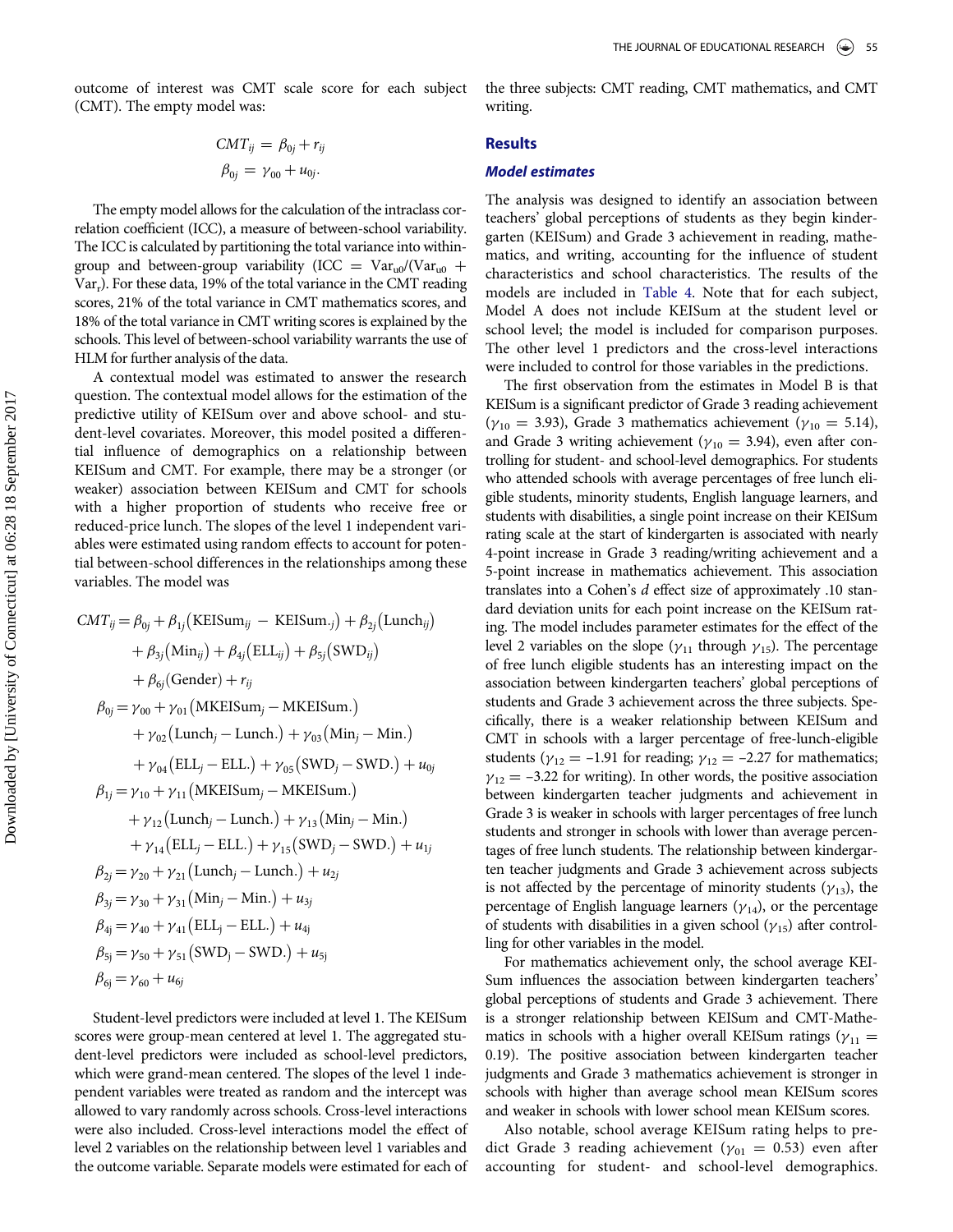outcome of interest was CMT scale score for each subject (CMT). The empty model was:

$$CMT_{ij} = \beta_{0j} + r_{ij}$$
$$\beta_{0j} = \gamma_{00} + u_{0j}.$$

The empty model allows for the calculation of the intraclass correlation coefficient (ICC), a measure of between-school variability. The ICC is calculated by partitioning the total variance into within-group and between-group variability (ICC $= \text{Var}_{u0}/(\text{Var}_{u0} + \text{Var}_r)$). For these data, 19% of the total variance in the CMT reading scores, 21% of the total variance in CMT mathematics scores, and 18% of the total variance in CMT writing scores is explained by the schools. This level of between-school variability warrants the use of HLM for further analysis of the data.

A contextual model was estimated to answer the research question. The contextual model allows for the estimation of the predictive utility of KEISum over and above school- and student-level covariates. Moreover, this model posited a differential influence of demographics on a relationship between KEISum and CMT. For example, there may be a stronger (or weaker) association between KEISum and CMT for schools with a higher proportion of students who receive free or reduced-price lunch. The slopes of the level 1 independent variables were estimated using random effects to account for potential between-school differences in the relationships among these variables. The model was

$$CMT_{ij} = \beta_{0j} + \beta_{1j}(\text{KEISum}_{ij} - \text{KEISum}_{\cdot j}) + \beta_{2j}(\text{Lunch}_{ij}) + \beta_{3j}(\text{Min}_{ij}) + \beta_{4j}(\text{ELL}_{ij}) + \beta_{5j}(\text{SWD}_{ij}) + \beta_{6j}(\text{Gender}) + r_{ij}$$

$$\beta_{0j} = \gamma_{00} + \gamma_{01}(\text{MKEISum}_j - \text{MKEISum}_{\cdot}) + \gamma_{02}(\text{Lunch}_j - \text{Lunch}_{\cdot}) + \gamma_{03}(\text{Min}_j - \text{Min}_{\cdot}) + \gamma_{04}(\text{ELL}_j - \text{ELL}_{\cdot}) + \gamma_{05}(\text{SWD}_j - \text{SWD}_{\cdot}) + u_{0j}$$

$$\beta_{1j} = \gamma_{10} + \gamma_{11}(\text{MKEISum}_j - \text{MKEISum}_{\cdot}) + \gamma_{12}(\text{Lunch}_j - \text{Lunch}_{\cdot}) + \gamma_{13}(\text{Min}_j - \text{Min}_{\cdot}) + \gamma_{14}(\text{ELL}_j - \text{ELL}_{\cdot}) + \gamma_{15}(\text{SWD}_j - \text{SWD}_{\cdot}) + u_{1j}$$

$$\beta_{2j} = \gamma_{20} + \gamma_{21}(\text{Lunch}_j - \text{Lunch}_{\cdot}) + u_{2j}$$

$$\beta_{3j} = \gamma_{30} + \gamma_{31}(\text{Min}_j - \text{Min}_{\cdot}) + u_{3j}$$

$$\beta_{4j} = \gamma_{40} + \gamma_{41}(\text{ELL}_j - \text{ELL}_{\cdot}) + u_{4j}$$

$$\beta_{5j} = \gamma_{50} + \gamma_{51}(\text{SWD}_j - \text{SWD}_{\cdot}) + u_{5j}$$

$$\beta_{6j} = \gamma_{60} + u_{6j}$$

Student-level predictors were included at level 1. The KEISum scores were group-mean centered at level 1. The aggregated student-level predictors were included as school-level predictors, which were grand-mean centered. The slopes of the level 1 independent variables were treated as random and the intercept was allowed to vary randomly across schools. Cross-level interactions were also included. Cross-level interactions model the effect of level 2 variables on the relationship between level 1 variables and the outcome variable. Separate models were estimated for each of the three subjects: CMT reading, CMT mathematics, and CMT writing.

## Results

### *Model estimates*

The analysis was designed to identify an association between teachers' global perceptions of students as they begin kindergarten (KEISum) and Grade 3 achievement in reading, mathematics, and writing, accounting for the influence of student characteristics and school characteristics. The results of the models are included in Table 4. Note that for each subject, Model A does not include KEISum at the student level or school level; the model is included for comparison purposes. The other level 1 predictors and the cross-level interactions were included to control for those variables in the predictions.

The first observation from the estimates in Model B is that KEISum is a significant predictor of Grade 3 reading achievement ($\gamma_{10}$ = 3.93), Grade 3 mathematics achievement ($\gamma_{10}$ = 5.14), and Grade 3 writing achievement ($\gamma_{10}$ = 3.94), even after controlling for student- and school-level demographics. For students who attended schools with average percentages of free lunch eligible students, minority students, English language learners, and students with disabilities, a single point increase on their KEISum rating scale at the start of kindergarten is associated with nearly 4-point increase in Grade 3 reading/writing achievement and a 5-point increase in mathematics achievement. This association translates into a Cohen's *d* effect size of approximately .10 standard deviation units for each point increase on the KEISum rating. The model includes parameter estimates for the effect of the level 2 variables on the slope ($\gamma_{11}$ through $\gamma_{15}$). The percentage of free lunch eligible students has an interesting impact on the association between kindergarten teachers' global perceptions of students and Grade 3 achievement across the three subjects. Specifically, there is a weaker relationship between KEISum and CMT in schools with a larger percentage of free-lunch-eligible students ($\gamma_{12}$ = –1.91 for reading; $\gamma_{12}$ = –2.27 for mathematics; $\gamma_{12}$ = –3.22 for writing). In other words, the positive association between kindergarten teacher judgments and achievement in Grade 3 is weaker in schools with larger percentages of free lunch students and stronger in schools with lower than average percentages of free lunch students. The relationship between kindergarten teacher judgments and Grade 3 achievement across subjects is not affected by the percentage of minority students ($\gamma_{13}$), the percentage of English language learners ($\gamma_{14}$), or the percentage of students with disabilities in a given school ($\gamma_{15}$) after controlling for other variables in the model.

For mathematics achievement only, the school average KEISum influences the association between kindergarten teachers' global perceptions of students and Grade 3 achievement. There is a stronger relationship between KEISum and CMT-Mathematics in schools with a higher overall KEISum ratings ($\gamma_{11}$ = 0.19). The positive association between kindergarten teacher judgments and Grade 3 mathematics achievement is stronger in schools with higher than average school mean KEISum scores and weaker in schools with lower school mean KEISum scores.

Also notable, school average KEISum rating helps to predict Grade 3 reading achievement ($\gamma_{01}$ = 0.53) even after accounting for student- and school-level demographics.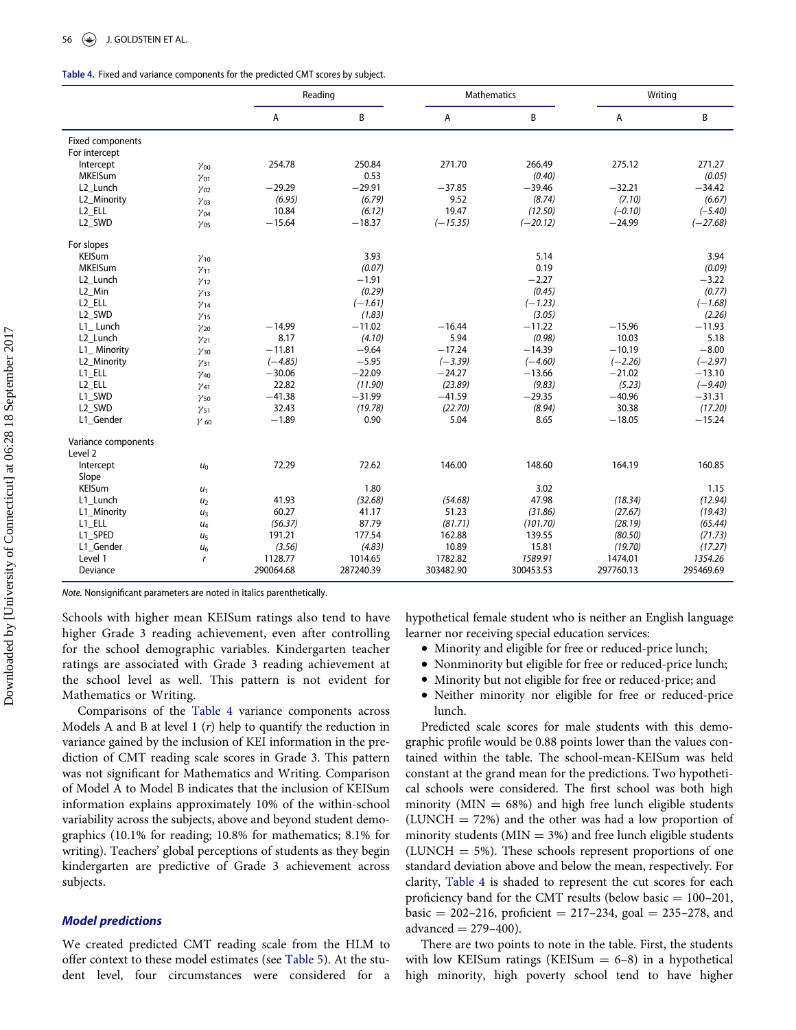**Table 4.** Fixed and variance components for the predicted CMT scores by subject.

| | | Reading | | Mathematics | | Writing | |
|---|---|---|---|---|---|---|---|
| | | A | B | A | B | A | B |
| **Fixed components** | | | | | | | |
| For intercept | | | | | | | |
| Intercept | $\gamma_{00}$ | 254.78 | 250.84 | 271.70 | 266.49 | 275.12 | 271.27 |
| MKEISum | $\gamma_{01}$ | | 0.53 | | *(0.40)* | | *(0.05)* |
| L2_Lunch | $\gamma_{02}$ | −29.29 | −29.91 | −37.85 | −39.46 | −32.21 | −34.42 |
| L2_Minority | $\gamma_{03}$ | *(6.95)* | *(6.79)* | 9.52 | *(8.74)* | *(7.10)* | *(6.67)* |
| L2_ELL | $\gamma_{04}$ | 10.84 | *(6.12)* | 19.47 | *(12.50)* | *(−0.10)* | *(−5.40)* |
| L2_SWD | $\gamma_{05}$ | −15.64 | −18.37 | *(−15.35)* | *(−20.12)* | −24.99 | *(−27.68)* |
| For slopes | | | | | | | |
| KEISum | $\gamma_{10}$ | | 3.93 | | 5.14 | | 3.94 |
| MKEISum | $\gamma_{11}$ | | *(0.07)* | | 0.19 | | *(0.09)* |
| L2_Lunch | $\gamma_{12}$ | | −1.91 | | −2.27 | | −3.22 |
| L2_Min | $\gamma_{13}$ | | *(0.29)* | | *(0.45)* | | *(0.77)* |
| L2_ELL | $\gamma_{14}$ | | *(−1.61)* | | *(−1.23)* | | *(−1.68)* |
| L2_SWD | $\gamma_{15}$ | | *(1.83)* | | *(3.05)* | | *(2.26)* |
| L1_ Lunch | $\gamma_{20}$ | −14.99 | −11.02 | −16.44 | −11.22 | −15.96 | −11.93 |
| L2_Lunch | $\gamma_{21}$ | 8.17 | *(4.10)* | 5.94 | *(0.98)* | 10.03 | 5.18 |
| L1_ Minority | $\gamma_{30}$ | −11.81 | −9.64 | −17.24 | −14.39 | −10.19 | −8.00 |
| L2_Minority | $\gamma_{31}$ | *(−4.85)* | −5.95 | *(−3.39)* | *(−4.60)* | *(−2.26)* | *(−2.97)* |
| L1_ELL | $\gamma_{40}$ | −30.06 | −22.09 | −24.27 | −13.66 | −21.02 | −13.10 |
| L2_ELL | $\gamma_{41}$ | 22.82 | *(11.90)* | *(23.89)* | *(9.83)* | *(5.23)* | *(−9.40)* |
| L1_SWD | $\gamma_{50}$ | −41.38 | −31.99 | −41.59 | −29.35 | −40.96 | −31.31 |
| L2_SWD | $\gamma_{51}$ | 32.43 | *(19.78)* | *(22.70)* | *(8.94)* | 30.38 | *(17.20)* |
| L1_Gender | $\gamma_{60}$ | −1.89 | 0.90 | 5.04 | 8.65 | −18.05 | −15.24 |
| **Variance components** | | | | | | | |
| Level 2 | | | | | | | |
| Intercept | $u_0$ | 72.29 | 72.62 | 146.00 | 148.60 | 164.19 | 160.85 |
| Slope | | | | | | | |
| KEISum | $u_1$ | | 1.80 | | 3.02 | | 1.15 |
| L1_Lunch | $u_2$ | 41.93 | *(32.68)* | *(54.68)* | 47.98 | *(18.34)* | *(12.94)* |
| L1_Minority | $u_3$ | 60.27 | 41.17 | 51.23 | *(31.86)* | *(27.67)* | *(19.43)* |
| L1_ELL | $u_4$ | *(56.37)* | *(81.71)* | *(101.70)* | 87.79 | *(28.19)* | *(65.44)* |
| L1_SPED | $u_5$ | 191.21 | 177.54 | 162.88 | 139.55 | *(80.50)* | *(71.73)* |
| L1_Gender | $u_6$ | *(3.56)* | *(4.83)* | 10.89 | 15.81 | *(19.70)* | *(17.27)* |
| Level 1 | $r$ | 1128.77 | 1014.65 | 1782.82 | *1589.91* | 1474.01 | *1354.26* |
| Deviance | | 290064.68 | 287240.39 | 303482.90 | 300453.53 | 297760.13 | 295469.69 |

*Note.* Nonsignificant parameters are noted in italics parenthetically.

Schools with higher mean KEISum ratings also tend to have higher Grade 3 reading achievement, even after controlling for the school demographic variables. Kindergarten teacher ratings are associated with Grade 3 reading achievement at the school level as well. This pattern is not evident for Mathematics or Writing.

Comparisons of the Table 4 variance components across Models A and B at level 1 ($r$) help to quantify the reduction in variance gained by the inclusion of KEI information in the prediction of CMT reading scale scores in Grade 3. This pattern was not significant for Mathematics and Writing. Comparison of Model A to Model B indicates that the inclusion of KEISum information explains approximately 10% of the within-school variability across the subjects, above and beyond student demographics (10.1% for reading; 10.8% for mathematics; 8.1% for writing). Teachers' global perceptions of students as they begin kindergarten are predictive of Grade 3 achievement across subjects.

### *Model predictions*

We created predicted CMT reading scale from the HLM to offer context to these model estimates (see Table 5). At the student level, four circumstances were considered for a hypothetical female student who is neither an English language learner nor receiving special education services:

- Minority and eligible for free or reduced-price lunch;
- Nonminority but eligible for free or reduced-price lunch;
- Minority but not eligible for free or reduced-price; and
- Neither minority nor eligible for free or reduced-price lunch.

Predicted scale scores for male students with this demographic profile would be 0.88 points lower than the values contained within the table. The school-mean-KEISum was held constant at the grand mean for the predictions. Two hypothetical schools were considered. The first school was both high minority (MIN = 68%) and high free lunch eligible students (LUNCH = 72%) and the other was had a low proportion of minority students (MIN = 3%) and free lunch eligible students (LUNCH = 5%). These schools represent proportions of one standard deviation above and below the mean, respectively. For clarity, Table 4 is shaded to represent the cut scores for each proficiency band for the CMT results (below basic = 100–201, basic = 202–216, proficient = 217–234, goal = 235–278, and advanced = 279–400).

There are two points to note in the table. First, the students with low KEISum ratings (KEISum = 6–8) in a hypothetical high minority, high poverty school tend to have higher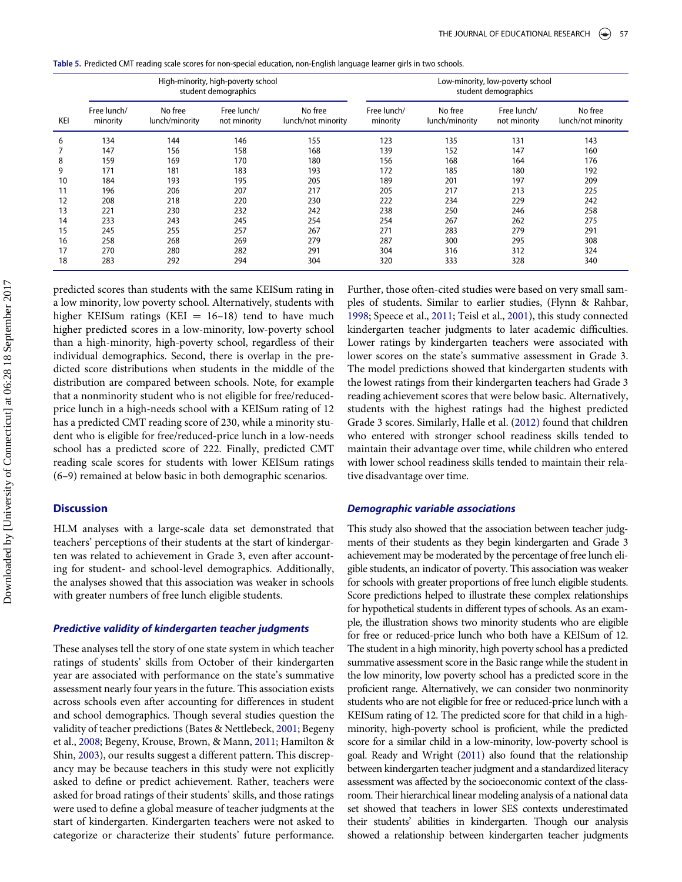**Table 5.** Predicted CMT reading scale scores for non-special education, non-English language learner girls in two schools.

| | High-minority, high-poverty school student demographics | | | | Low-minority, low-poverty school student demographics | | | |
|---|---|---|---|---|---|---|---|---|
| KEI | Free lunch/ minority | No free lunch/minority | Free lunch/ not minority | No free lunch/not minority | Free lunch/ minority | No free lunch/minority | Free lunch/ not minority | No free lunch/not minority |
| 6 | 134 | 144 | 146 | 155 | 123 | 135 | 131 | 143 |
| 7 | 147 | 156 | 158 | 168 | 139 | 152 | 147 | 160 |
| 8 | 159 | 169 | 170 | 180 | 156 | 168 | 164 | 176 |
| 9 | 171 | 181 | 183 | 193 | 172 | 185 | 180 | 192 |
| 10 | 184 | 193 | 195 | 205 | 189 | 201 | 197 | 209 |
| 11 | 196 | 206 | 207 | 217 | 205 | 217 | 213 | 225 |
| 12 | 208 | 218 | 220 | 230 | 222 | 234 | 229 | 242 |
| 13 | 221 | 230 | 232 | 242 | 238 | 250 | 246 | 258 |
| 14 | 233 | 243 | 245 | 254 | 254 | 267 | 262 | 275 |
| 15 | 245 | 255 | 257 | 267 | 271 | 283 | 279 | 291 |
| 16 | 258 | 268 | 269 | 279 | 287 | 300 | 295 | 308 |
| 17 | 270 | 280 | 282 | 291 | 304 | 316 | 312 | 324 |
| 18 | 283 | 292 | 294 | 304 | 320 | 333 | 328 | 340 |

predicted scores than students with the same KEISum rating in a low minority, low poverty school. Alternatively, students with higher KEISum ratings (KEI = 16–18) tend to have much higher predicted scores in a low-minority, low-poverty school than a high-minority, high-poverty school, regardless of their individual demographics. Second, there is overlap in the predicted score distributions when students in the middle of the distribution are compared between schools. Note, for example that a nonminority student who is not eligible for free/reduced-price lunch in a high-needs school with a KEISum rating of 12 has a predicted CMT reading score of 230, while a minority student who is eligible for free/reduced-price lunch in a low-needs school has a predicted score of 222. Finally, predicted CMT reading scale scores for students with lower KEISum ratings (6–9) remained at below basic in both demographic scenarios.

## Discussion

HLM analyses with a large-scale data set demonstrated that teachers' perceptions of their students at the start of kindergarten was related to achievement in Grade 3, even after accounting for student- and school-level demographics. Additionally, the analyses showed that this association was weaker in schools with greater numbers of free lunch eligible students.

### *Predictive validity of kindergarten teacher judgments*

These analyses tell the story of one state system in which teacher ratings of students' skills from October of their kindergarten year are associated with performance on the state's summative assessment nearly four years in the future. This association exists across schools even after accounting for differences in student and school demographics. Though several studies question the validity of teacher predictions (Bates & Nettlebeck, 2001; Begeny et al., 2008; Begeny, Krouse, Brown, & Mann, 2011; Hamilton & Shin, 2003), our results suggest a different pattern. This discrepancy may be because teachers in this study were not explicitly asked to define or predict achievement. Rather, teachers were asked for broad ratings of their students' skills, and those ratings were used to define a global measure of teacher judgments at the start of kindergarten. Kindergarten teachers were not asked to categorize or characterize their students' future performance. Further, those often-cited studies were based on very small samples of students. Similar to earlier studies, (Flynn & Rahbar, 1998; Speece et al., 2011; Teisl et al., 2001), this study connected kindergarten teacher judgments to later academic difficulties. Lower ratings by kindergarten teachers were associated with lower scores on the state's summative assessment in Grade 3. The model predictions showed that kindergarten students with the lowest ratings from their kindergarten teachers had Grade 3 reading achievement scores that were below basic. Alternatively, students with the highest ratings had the highest predicted Grade 3 scores. Similarly, Halle et al. (2012) found that children who entered with stronger school readiness skills tended to maintain their advantage over time, while children who entered with lower school readiness skills tended to maintain their relative disadvantage over time.

### *Demographic variable associations*

This study also showed that the association between teacher judgments of their students as they begin kindergarten and Grade 3 achievement may be moderated by the percentage of free lunch eligible students, an indicator of poverty. This association was weaker for schools with greater proportions of free lunch eligible students. Score predictions helped to illustrate these complex relationships for hypothetical students in different types of schools. As an example, the illustration shows two minority students who are eligible for free or reduced-price lunch who both have a KEISum of 12. The student in a high minority, high poverty school has a predicted summative assessment score in the Basic range while the student in the low minority, low poverty school has a predicted score in the proficient range. Alternatively, we can consider two nonminority students who are not eligible for free or reduced-price lunch with a KEISum rating of 12. The predicted score for that child in a high-minority, high-poverty school is proficient, while the predicted score for a similar child in a low-minority, low-poverty school is goal. Ready and Wright (2011) also found that the relationship between kindergarten teacher judgment and a standardized literacy assessment was affected by the socioeconomic context of the classroom. Their hierarchical linear modeling analysis of a national data set showed that teachers in lower SES contexts underestimated their students' abilities in kindergarten. Though our analysis showed a relationship between kindergarten teacher judgments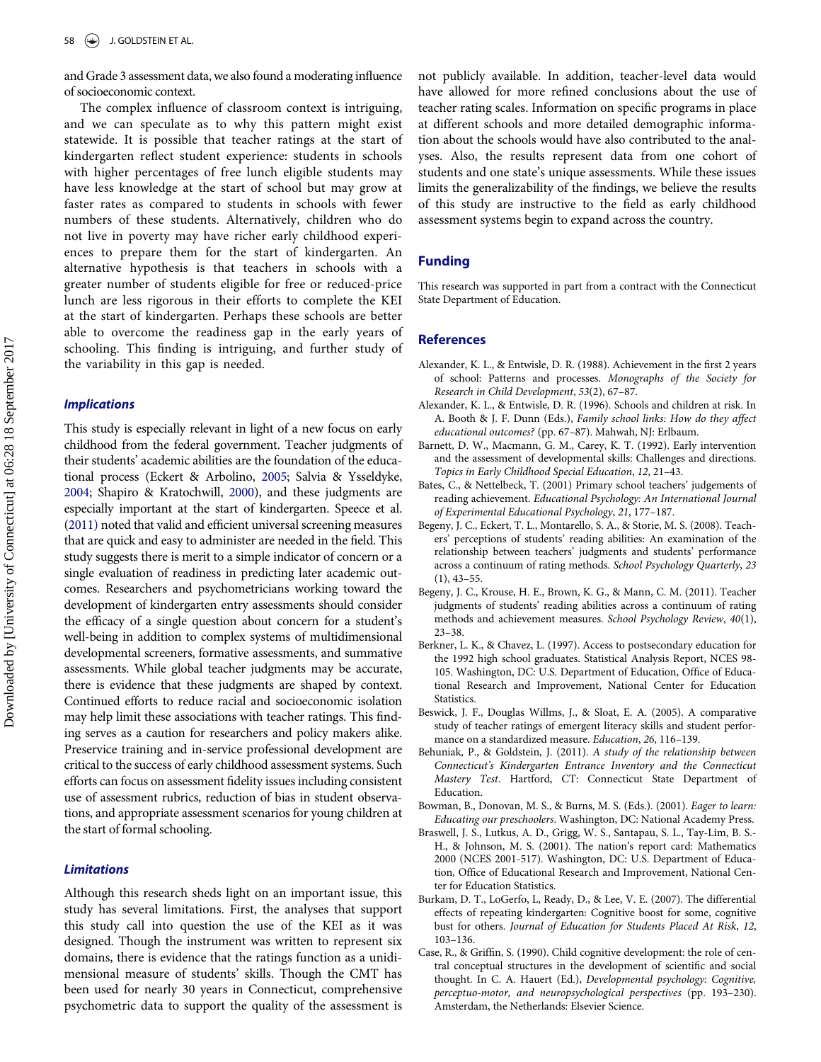and Grade 3 assessment data, we also found a moderating influence of socioeconomic context.

The complex influence of classroom context is intriguing, and we can speculate as to why this pattern might exist statewide. It is possible that teacher ratings at the start of kindergarten reflect student experience: students in schools with higher percentages of free lunch eligible students may have less knowledge at the start of school but may grow at faster rates as compared to students in schools with fewer numbers of these students. Alternatively, children who do not live in poverty may have richer early childhood experiences to prepare them for the start of kindergarten. An alternative hypothesis is that teachers in schools with a greater number of students eligible for free or reduced-price lunch are less rigorous in their efforts to complete the KEI at the start of kindergarten. Perhaps these schools are better able to overcome the readiness gap in the early years of schooling. This finding is intriguing, and further study of the variability in this gap is needed.

### *Implications*

This study is especially relevant in light of a new focus on early childhood from the federal government. Teacher judgments of their students' academic abilities are the foundation of the educational process (Eckert & Arbolino, 2005; Salvia & Ysseldyke, 2004; Shapiro & Kratochwill, 2000), and these judgments are especially important at the start of kindergarten. Speece et al. (2011) noted that valid and efficient universal screening measures that are quick and easy to administer are needed in the field. This study suggests there is merit to a simple indicator of concern or a single evaluation of readiness in predicting later academic outcomes. Researchers and psychometricians working toward the development of kindergarten entry assessments should consider the efficacy of a single question about concern for a student's well-being in addition to complex systems of multidimensional developmental screeners, formative assessments, and summative assessments. While global teacher judgments may be accurate, there is evidence that these judgments are shaped by context. Continued efforts to reduce racial and socioeconomic isolation may help limit these associations with teacher ratings. This finding serves as a caution for researchers and policy makers alike. Preservice training and in-service professional development are critical to the success of early childhood assessment systems. Such efforts can focus on assessment fidelity issues including consistent use of assessment rubrics, reduction of bias in student observations, and appropriate assessment scenarios for young children at the start of formal schooling.

### *Limitations*

Although this research sheds light on an important issue, this study has several limitations. First, the analyses that support this study call into question the use of the KEI as it was designed. Though the instrument was written to represent six domains, there is evidence that the ratings function as a unidimensional measure of students' skills. Though the CMT has been used for nearly 30 years in Connecticut, comprehensive psychometric data to support the quality of the assessment is not publicly available. In addition, teacher-level data would have allowed for more refined conclusions about the use of teacher rating scales. Information on specific programs in place at different schools and more detailed demographic information about the schools would have also contributed to the analyses. Also, the results represent data from one cohort of students and one state's unique assessments. While these issues limits the generalizability of the findings, we believe the results of this study are instructive to the field as early childhood assessment systems begin to expand across the country.

## Funding

This research was supported in part from a contract with the Connecticut State Department of Education.

## References

Alexander, K. L., & Entwisle, D. R. (1988). Achievement in the first 2 years of school: Patterns and processes. *Monographs of the Society for Research in Child Development*, *53*(2), 67–87.

Alexander, K. L., & Entwisle, D. R. (1996). Schools and children at risk. In A. Booth & J. F. Dunn (Eds.), *Family school links: How do they affect educational outcomes?* (pp. 67–87). Mahwah, NJ: Erlbaum.

Barnett, D. W., Macmann, G. M., Carey, K. T. (1992). Early intervention and the assessment of developmental skills: Challenges and directions. *Topics in Early Childhood Special Education*, *12*, 21–43.

Bates, C., & Nettelbeck, T. (2001) Primary school teachers' judgements of reading achievement. *Educational Psychology: An International Journal of Experimental Educational Psychology*, *21*, 177–187.

Begeny, J. C., Eckert, T. L., Montarello, S. A., & Storie, M. S. (2008). Teachers' perceptions of students' reading abilities: An examination of the relationship between teachers' judgments and students' performance across a continuum of rating methods. *School Psychology Quarterly*, *23* (1), 43–55.

Begeny, J. C., Krouse, H. E., Brown, K. G., & Mann, C. M. (2011). Teacher judgments of students' reading abilities across a continuum of rating methods and achievement measures. *School Psychology Review*, *40*(1), 23–38.

Berkner, L. K., & Chavez, L. (1997). Access to postsecondary education for the 1992 high school graduates. Statistical Analysis Report, NCES 98-105. Washington, DC: U.S. Department of Education, Office of Educational Research and Improvement, National Center for Education Statistics.

Beswick, J. F., Douglas Willms, J., & Sloat, E. A. (2005). A comparative study of teacher ratings of emergent literacy skills and student performance on a standardized measure. *Education*, *26*, 116–139.

Behuniak, P., & Goldstein, J. (2011). *A study of the relationship between Connecticut's Kindergarten Entrance Inventory and the Connecticut Mastery Test*. Hartford, CT: Connecticut State Department of Education.

Bowman, B., Donovan, M. S., & Burns, M. S. (Eds.). (2001). *Eager to learn: Educating our preschoolers*. Washington, DC: National Academy Press.

Braswell, J. S., Lutkus, A. D., Grigg, W. S., Santapau, S. L., Tay-Lim, B. S.-H., & Johnson, M. S. (2001). The nation's report card: Mathematics 2000 (NCES 2001-517). Washington, DC: U.S. Department of Education, Office of Educational Research and Improvement, National Center for Education Statistics.

Burkam, D. T., LoGerfo, L, Ready, D., & Lee, V. E. (2007). The differential effects of repeating kindergarten: Cognitive boost for some, cognitive bust for others. *Journal of Education for Students Placed At Risk*, *12*, 103–136.

Case, R., & Griffin, S. (1990). Child cognitive development: the role of central conceptual structures in the development of scientific and social thought. In C. A. Hauert (Ed.), *Developmental psychology: Cognitive, perceptuo-motor, and neuropsychological perspectives* (pp. 193–230). Amsterdam, the Netherlands: Elsevier Science.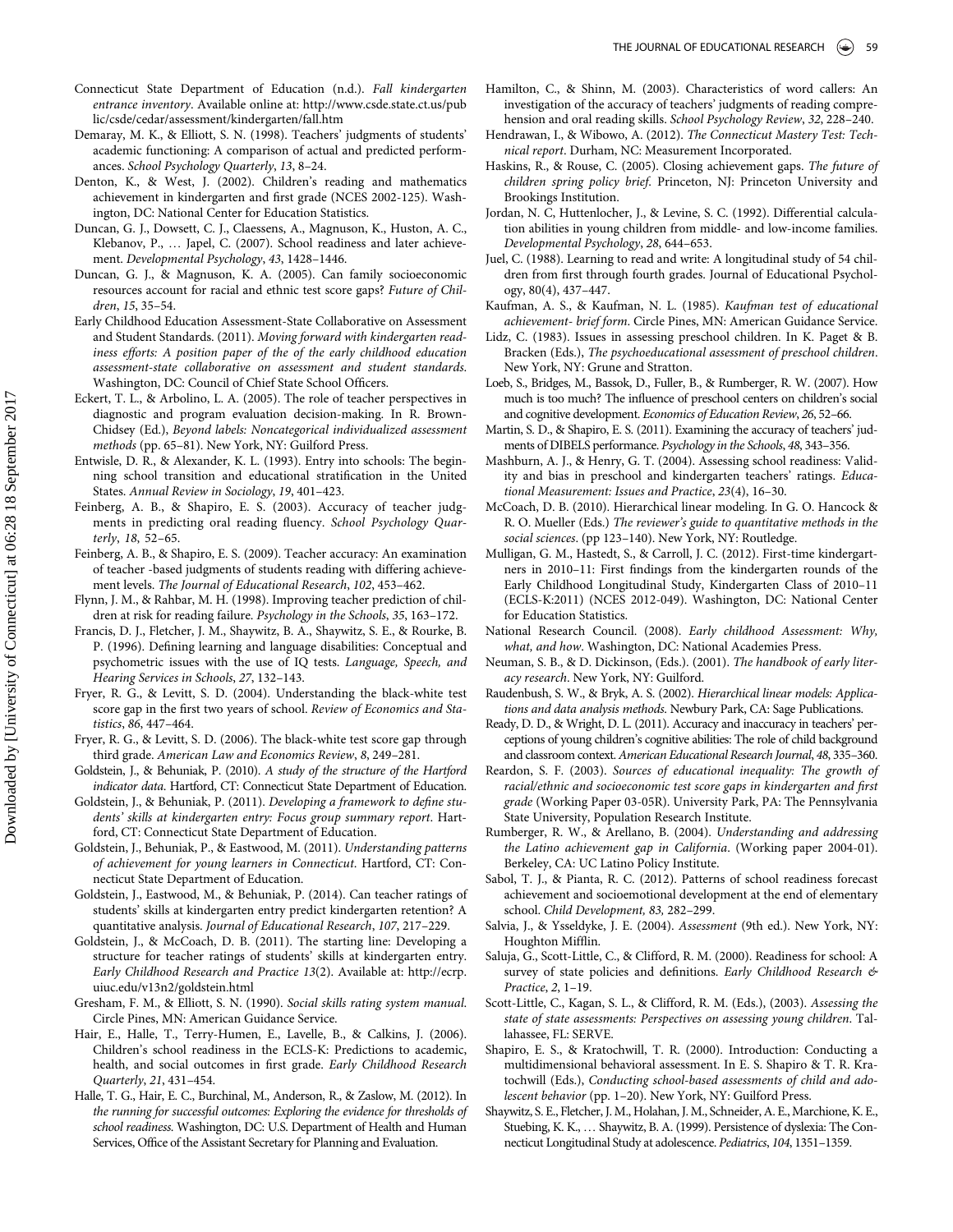Connecticut State Department of Education (n.d.). *Fall kindergarten entrance inventory*. Available online at: http://www.csde.state.ct.us/public/csde/cedar/assessment/kindergarten/fall.htm

Demaray, M. K., & Elliott, S. N. (1998). Teachers' judgments of students' academic functioning: A comparison of actual and predicted performances. *School Psychology Quarterly*, *13*, 8–24.

Denton, K., & West, J. (2002). Children's reading and mathematics achievement in kindergarten and first grade (NCES 2002-125). Washington, DC: National Center for Education Statistics.

Duncan, G. J., Dowsett, C. J., Claessens, A., Magnuson, K., Huston, A. C., Klebanov, P., … Japel, C. (2007). School readiness and later achievement. *Developmental Psychology*, *43*, 1428–1446.

Duncan, G. J., & Magnuson, K. A. (2005). Can family socioeconomic resources account for racial and ethnic test score gaps? *Future of Children*, *15*, 35–54.

Early Childhood Education Assessment-State Collaborative on Assessment and Student Standards. (2011). *Moving forward with kindergarten readiness efforts: A position paper of the of the early childhood education assessment-state collaborative on assessment and student standards*. Washington, DC: Council of Chief State School Officers.

Eckert, T. L., & Arbolino, L. A. (2005). The role of teacher perspectives in diagnostic and program evaluation decision-making. In R. Brown-Chidsey (Ed.), *Beyond labels: Noncategorical individualized assessment methods* (pp. 65–81). New York, NY: Guilford Press.

Entwisle, D. R., & Alexander, K. L. (1993). Entry into schools: The beginning school transition and educational stratification in the United States. *Annual Review in Sociology*, *19*, 401–423.

Feinberg, A. B., & Shapiro, E. S. (2003). Accuracy of teacher judgments in predicting oral reading fluency. *School Psychology Quarterly*, *18*, 52–65.

Feinberg, A. B., & Shapiro, E. S. (2009). Teacher accuracy: An examination of teacher -based judgments of students reading with differing achievement levels. *The Journal of Educational Research*, *102*, 453–462.

Flynn, J. M., & Rahbar, M. H. (1998). Improving teacher prediction of children at risk for reading failure. *Psychology in the Schools*, *35*, 163–172.

Francis, D. J., Fletcher, J. M., Shaywitz, B. A., Shaywitz, S. E., & Rourke, B. P. (1996). Defining learning and language disabilities: Conceptual and psychometric issues with the use of IQ tests. *Language, Speech, and Hearing Services in Schools*, *27*, 132–143.

Fryer, R. G., & Levitt, S. D. (2004). Understanding the black-white test score gap in the first two years of school. *Review of Economics and Statistics*, *86*, 447–464.

Fryer, R. G., & Levitt, S. D. (2006). The black-white test score gap through third grade. *American Law and Economics Review*, *8*, 249–281.

Goldstein, J., & Behuniak, P. (2010). *A study of the structure of the Hartford indicator data*. Hartford, CT: Connecticut State Department of Education.

Goldstein, J., & Behuniak, P. (2011). *Developing a framework to define students' skills at kindergarten entry: Focus group summary report*. Hartford, CT: Connecticut State Department of Education.

Goldstein, J., Behuniak, P., & Eastwood, M. (2011). *Understanding patterns of achievement for young learners in Connecticut*. Hartford, CT: Connecticut State Department of Education.

Goldstein, J., Eastwood, M., & Behuniak, P. (2014). Can teacher ratings of students' skills at kindergarten entry predict kindergarten retention? A quantitative analysis. *Journal of Educational Research*, *107*, 217–229.

Goldstein, J., & McCoach, D. B. (2011). The starting line: Developing a structure for teacher ratings of students' skills at kindergarten entry. *Early Childhood Research and Practice 13*(2). Available at: http://ecrp.uiuc.edu/v13n2/goldstein.html

Gresham, F. M., & Elliott, S. N. (1990). *Social skills rating system manual*. Circle Pines, MN: American Guidance Service.

Hair, E., Halle, T., Terry-Humen, E., Lavelle, B., & Calkins, J. (2006). Children's school readiness in the ECLS-K: Predictions to academic, health, and social outcomes in first grade. *Early Childhood Research Quarterly*, *21*, 431–454.

Halle, T. G., Hair, E. C., Burchinal, M., Anderson, R., & Zaslow, M. (2012). In *the running for successful outcomes: Exploring the evidence for thresholds of school readiness*. Washington, DC: U.S. Department of Health and Human Services, Office of the Assistant Secretary for Planning and Evaluation.

Hamilton, C., & Shinn, M. (2003). Characteristics of word callers: An investigation of the accuracy of teachers' judgments of reading comprehension and oral reading skills. *School Psychology Review*, *32*, 228–240.

Hendrawan, I., & Wibowo, A. (2012). *The Connecticut Mastery Test: Technical report*. Durham, NC: Measurement Incorporated.

Haskins, R., & Rouse, C. (2005). Closing achievement gaps. *The future of children spring policy brief*. Princeton, NJ: Princeton University and Brookings Institution.

Jordan, N. C, Huttenlocher, J., & Levine, S. C. (1992). Differential calculation abilities in young children from middle- and low-income families. *Developmental Psychology*, *28*, 644–653.

Juel, C. (1988). Learning to read and write: A longitudinal study of 54 children from first through fourth grades. Journal of Educational Psychology, 80(4), 437–447.

Kaufman, A. S., & Kaufman, N. L. (1985). *Kaufman test of educational achievement- brief form*. Circle Pines, MN: American Guidance Service.

Lidz, C. (1983). Issues in assessing preschool children. In K. Paget & B. Bracken (Eds.), *The psychoeducational assessment of preschool children*. New York, NY: Grune and Stratton.

Loeb, S., Bridges, M., Bassok, D., Fuller, B., & Rumberger, R. W. (2007). How much is too much? The influence of preschool centers on children's social and cognitive development. *Economics of Education Review*, *26*, 52–66.

Martin, S. D., & Shapiro, E. S. (2011). Examining the accuracy of teachers' judments of DIBELS performance. *Psychology in the Schools*, *48*, 343–356.

Mashburn, A. J., & Henry, G. T. (2004). Assessing school readiness: Validity and bias in preschool and kindergarten teachers' ratings. *Educational Measurement: Issues and Practice*, *23*(4), 16–30.

McCoach, D. B. (2010). Hierarchical linear modeling. In G. O. Hancock & R. O. Mueller (Eds.) *The reviewer's guide to quantitative methods in the social sciences*. (pp 123–140). New York, NY: Routledge.

Mulligan, G. M., Hastedt, S., & Carroll, J. C. (2012). First-time kindergartners in 2010–11: First findings from the kindergarten rounds of the Early Childhood Longitudinal Study, Kindergarten Class of 2010–11 (ECLS-K:2011) (NCES 2012-049). Washington, DC: National Center for Education Statistics.

National Research Council. (2008). *Early childhood Assessment: Why, what, and how*. Washington, DC: National Academies Press.

Neuman, S. B., & D. Dickinson, (Eds.). (2001). *The handbook of early literacy research*. New York, NY: Guilford.

Raudenbush, S. W., & Bryk, A. S. (2002). *Hierarchical linear models: Applications and data analysis methods*. Newbury Park, CA: Sage Publications.

Ready, D. D., & Wright, D. L. (2011). Accuracy and inaccuracy in teachers' perceptions of young children's cognitive abilities: The role of child background and classroom context. *American Educational Research Journal*, *48*, 335–360.

Reardon, S. F. (2003). *Sources of educational inequality: The growth of racial/ethnic and socioeconomic test score gaps in kindergarten and first grade* (Working Paper 03-05R). University Park, PA: The Pennsylvania State University, Population Research Institute.

Rumberger, R. W., & Arellano, B. (2004). *Understanding and addressing the Latino achievement gap in California*. (Working paper 2004-01). Berkeley, CA: UC Latino Policy Institute.

Sabol, T. J., & Pianta, R. C. (2012). Patterns of school readiness forecast achievement and socioemotional development at the end of elementary school. *Child Development, 83,* 282–299.

Salvia, J., & Ysseldyke, J. E. (2004). *Assessment* (9th ed.). New York, NY: Houghton Mifflin.

Saluja, G., Scott-Little, C., & Clifford, R. M. (2000). Readiness for school: A survey of state policies and definitions. *Early Childhood Research & Practice*, *2*, 1–19.

Scott-Little, C., Kagan, S. L., & Clifford, R. M. (Eds.), (2003). *Assessing the state of state assessments: Perspectives on assessing young children*. Tallahassee, FL: SERVE.

Shapiro, E. S., & Kratochwill, T. R. (2000). Introduction: Conducting a multidimensional behavioral assessment. In E. S. Shapiro & T. R. Kratochwill (Eds.), *Conducting school-based assessments of child and adolescent behavior* (pp. 1–20). New York, NY: Guilford Press.

Shaywitz, S. E., Fletcher, J. M., Holahan, J. M., Schneider, A. E., Marchione, K. E., Stuebing, K. K., … Shaywitz, B. A. (1999). Persistence of dyslexia: The Connecticut Longitudinal Study at adolescence. *Pediatrics*, *104*, 1351–1359.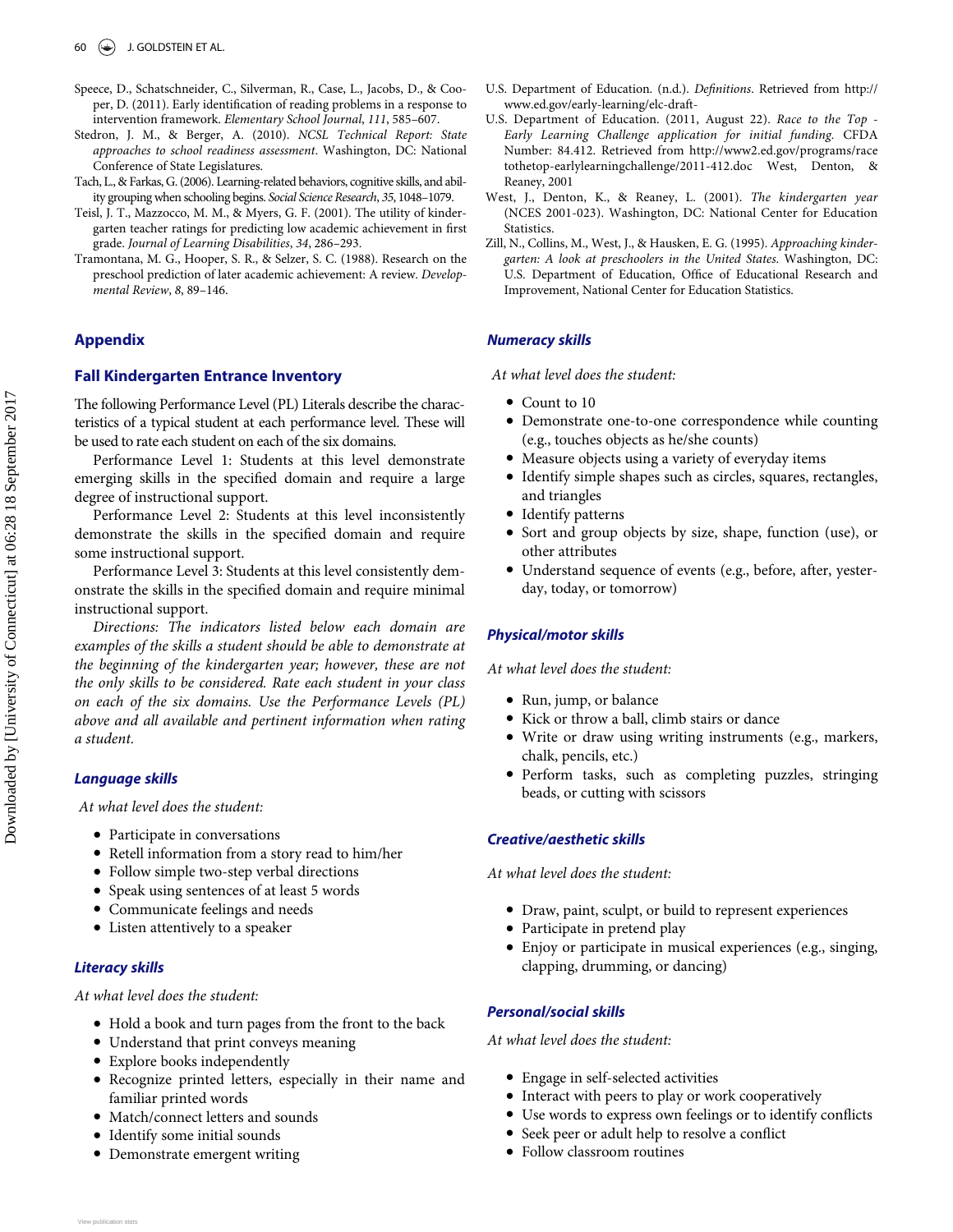Speece, D., Schatschneider, C., Silverman, R., Case, L., Jacobs, D., & Cooper, D. (2011). Early identification of reading problems in a response to intervention framework. *Elementary School Journal*, *111*, 585–607.

Stedron, J. M., & Berger, A. (2010). *NCSL Technical Report: State approaches to school readiness assessment*. Washington, DC: National Conference of State Legislatures.

Tach, L., & Farkas, G. (2006). Learning-related behaviors, cognitive skills, and ability grouping when schooling begins. *Social Science Research*, *35*, 1048–1079.

Teisl, J. T., Mazzocco, M. M., & Myers, G. F. (2001). The utility of kindergarten teacher ratings for predicting low academic achievement in first grade. *Journal of Learning Disabilities*, *34*, 286–293.

Tramontana, M. G., Hooper, S. R., & Selzer, S. C. (1988). Research on the preschool prediction of later academic achievement: A review. *Developmental Review*, *8*, 89–146.

U.S. Department of Education. (n.d.). *Definitions*. Retrieved from http://www.ed.gov/early-learning/elc-draft-

U.S. Department of Education. (2011, August 22). *Race to the Top - Early Learning Challenge application for initial funding*. CFDA Number: 84.412. Retrieved from http://www2.ed.gov/programs/racetothetop-earlylearningchallenge/2011-412.doc West, Denton, & Reaney, 2001

West, J., Denton, K., & Reaney, L. (2001). *The kindergarten year* (NCES 2001-023). Washington, DC: National Center for Education Statistics.

Zill, N., Collins, M., West, J., & Hausken, E. G. (1995). *Approaching kindergarten: A look at preschoolers in the United States*. Washington, DC: U.S. Department of Education, Office of Educational Research and Improvement, National Center for Education Statistics.

## Appendix

### Fall Kindergarten Entrance Inventory

The following Performance Level (PL) Literals describe the characteristics of a typical student at each performance level. These will be used to rate each student on each of the six domains.

Performance Level 1: Students at this level demonstrate emerging skills in the specified domain and require a large degree of instructional support.

Performance Level 2: Students at this level inconsistently demonstrate the skills in the specified domain and require some instructional support.

Performance Level 3: Students at this level consistently demonstrate the skills in the specified domain and require minimal instructional support.

*Directions: The indicators listed below each domain are examples of the skills a student should be able to demonstrate at the beginning of the kindergarten year; however, these are not the only skills to be considered. Rate each student in your class on each of the six domains. Use the Performance Levels (PL) above and all available and pertinent information when rating a student.*

#### *Language skills*

*At what level does the student:*

- Participate in conversations
- Retell information from a story read to him/her
- Follow simple two-step verbal directions
- Speak using sentences of at least 5 words
- Communicate feelings and needs
- Listen attentively to a speaker

#### *Literacy skills*

*At what level does the student:*

- Hold a book and turn pages from the front to the back
- Understand that print conveys meaning
- Explore books independently
- Recognize printed letters, especially in their name and familiar printed words
- Match/connect letters and sounds
- Identify some initial sounds
- Demonstrate emergent writing

#### *Numeracy skills*

*At what level does the student:*

- Count to 10
- Demonstrate one-to-one correspondence while counting (e.g., touches objects as he/she counts)
- Measure objects using a variety of everyday items
- Identify simple shapes such as circles, squares, rectangles, and triangles
- Identify patterns
- Sort and group objects by size, shape, function (use), or other attributes
- Understand sequence of events (e.g., before, after, yesterday, today, or tomorrow)

#### *Physical/motor skills*

*At what level does the student:*

- Run, jump, or balance
- Kick or throw a ball, climb stairs or dance
- Write or draw using writing instruments (e.g., markers, chalk, pencils, etc.)
- Perform tasks, such as completing puzzles, stringing beads, or cutting with scissors

#### *Creative/aesthetic skills*

*At what level does the student:*

- Draw, paint, sculpt, or build to represent experiences
- Participate in pretend play
- Enjoy or participate in musical experiences (e.g., singing, clapping, drumming, or dancing)

#### *Personal/social skills*

*At what level does the student:*

- Engage in self-selected activities
- Interact with peers to play or work cooperatively
- Use words to express own feelings or to identify conflicts
- Seek peer or adult help to resolve a conflict
- Follow classroom routines